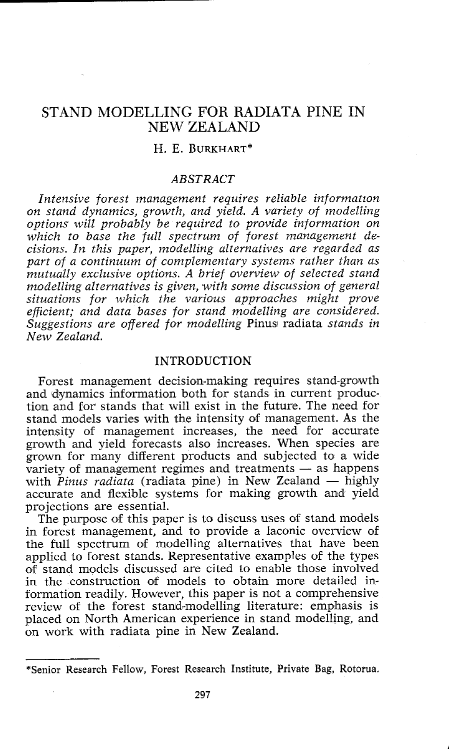# STAND MODELLING FOR RADIATA PINE IN NEW ZEALAND

H. E. BURKHART*

## ABSTRACT

*Intensive forest management requires reliable information on stand dynamics, growth, and yield. A variety of modelling options will probably be required to provide information on which to base the full spectrum of forest management decisions. In this paper, modelling alternatives are regarded as part of a continuum of complementary systems rather than as mutually exclusive options. A brief overview of selected stand modelling alternatives is given, with some discussion of general situations for which the various approaches might prove efficient; and data bases for stand modelling are considered. Suggestions are offered for modelling* Pinus radiata *stands in New Zealand.*

## INTRODUCTION

Forest management decision-making requires stand-growth and dynamics information both for stands in current production and for stands that will exist in the future. The need for stand models varies with the intensity of management. As the intensity of management increases, the need for accurate growth and yield forecasts also increases. When species are grown for many different products and subjected to a wide variety of management regimes and treatments — as happens with *Pinus radiata* (radiata pine) in New Zealand — highly accurate and flexible systems for making growth and yield projections are essential.

The purpose of this paper is to discuss uses of stand models in forest management, and to provide a laconic overview of the full spectrum of modelling alternatives that have been applied to forest stands. Representative examples of the types of stand models discussed are cited to enable those involved in the construction of models to obtain more detailed information readily. However, this paper is not a comprehensive review of the forest stand-modelling literature: emphasis is placed on North American experience in stand modelling, and on work with radiata pine in New Zealand.

---

*Senior Research Fellow, Forest Research Institute, Private Bag, Rotorua.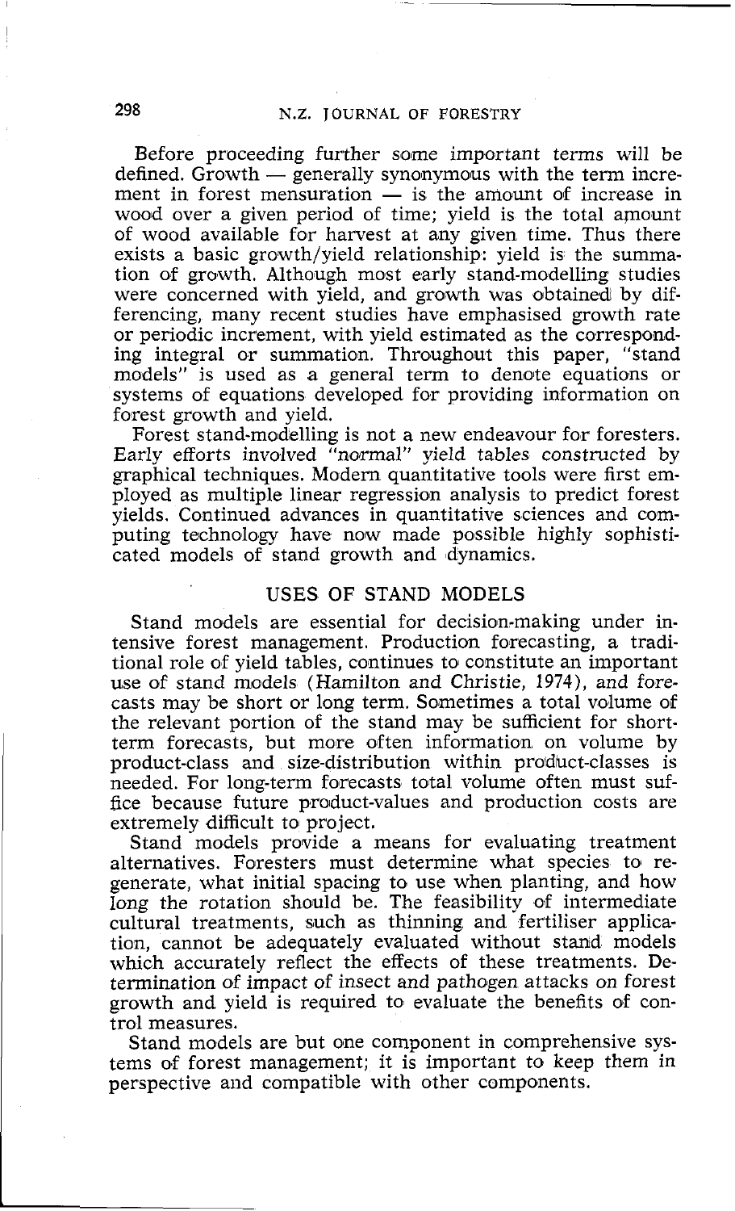Before proceeding further some important terms will be defined. Growth — generally synonymous with the term increment in forest mensuration — is the amount of increase in wood over a given period of time; yield is the total amount of wood available for harvest at any given time. Thus there exists a basic growth/yield relationship: yield is the summation of growth. Although most early stand-modelling studies were concerned with yield, and growth was obtained by differencing, many recent studies have emphasised growth rate or periodic increment, with yield estimated as the corresponding integral or summation. Throughout this paper, "stand models" is used as a general term to denote equations or systems of equations developed for providing information on forest growth and yield.

Forest stand-modelling is not a new endeavour for foresters. Early efforts involved "normal" yield tables constructed by graphical techniques. Modern quantitative tools were first employed as multiple linear regression analysis to predict forest yields. Continued advances in quantitative sciences and computing technology have now made possible highly sophisticated models of stand growth and dynamics.

## USES OF STAND MODELS

Stand models are essential for decision-making under intensive forest management. Production forecasting, a traditional role of yield tables, continues to constitute an important use of stand models (Hamilton and Christie, 1974), and forecasts may be short or long term. Sometimes a total volume of the relevant portion of the stand may be sufficient for short-term forecasts, but more often information on volume by product-class and size-distribution within product-classes is needed. For long-term forecasts total volume often must suffice because future product-values and production costs are extremely difficult to project.

Stand models provide a means for evaluating treatment alternatives. Foresters must determine what species to regenerate, what initial spacing to use when planting, and how long the rotation should be. The feasibility of intermediate cultural treatments, such as thinning and fertiliser application, cannot be adequately evaluated without stand models which accurately reflect the effects of these treatments. Determination of impact of insect and pathogen attacks on forest growth and yield is required to evaluate the benefits of control measures.

Stand models are but one component in comprehensive systems of forest management; it is important to keep them in perspective and compatible with other components.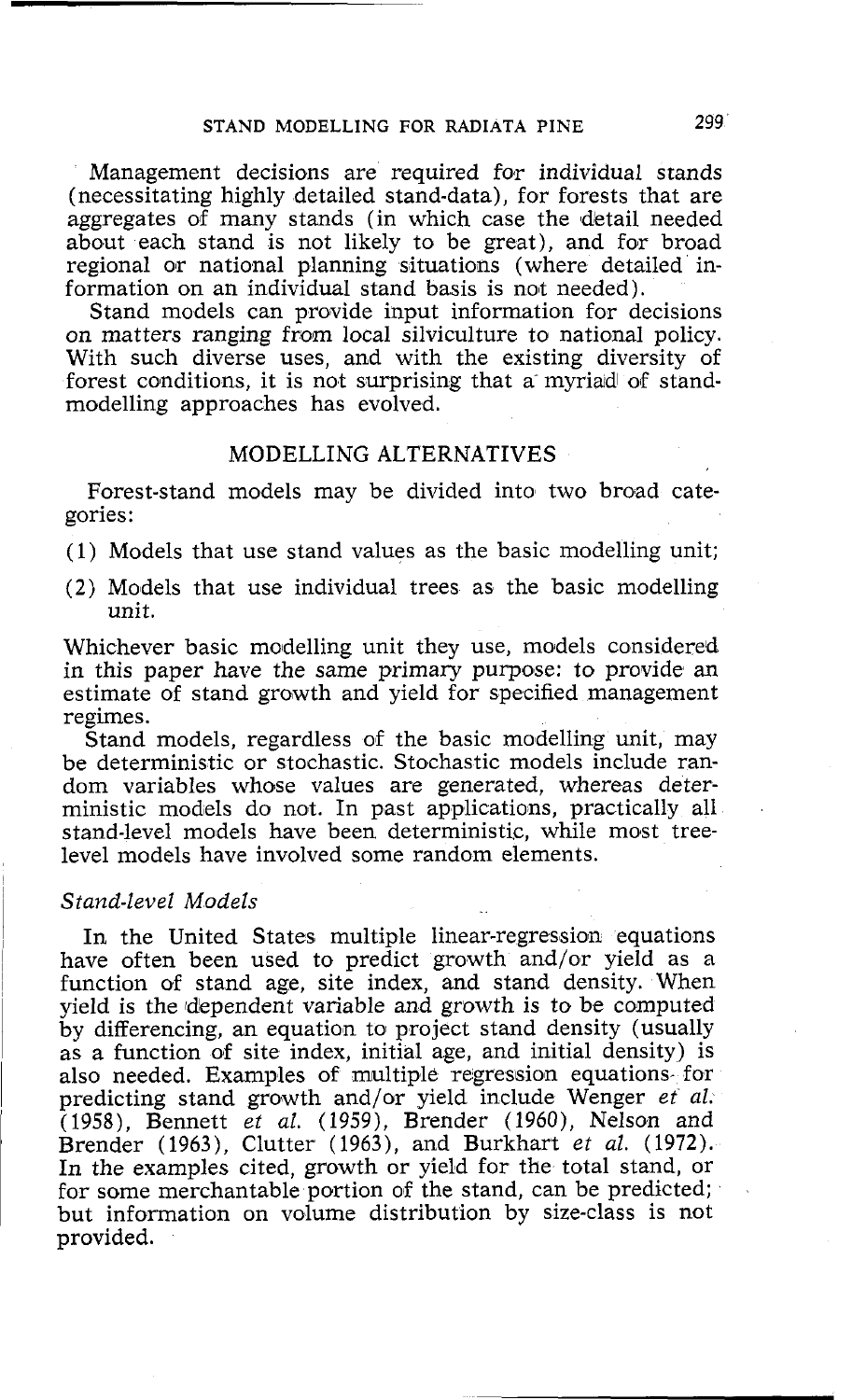Management decisions are required for individual stands (necessitating highly detailed stand-data), for forests that are aggregates of many stands (in which case the detail needed about each stand is not likely to be great), and for broad regional or national planning situations (where detailed information on an individual stand basis is not needed).

Stand models can provide input information for decisions on matters ranging from local silviculture to national policy. With such diverse uses, and with the existing diversity of forest conditions, it is not surprising that a myriad of stand-modelling approaches has evolved.

## MODELLING ALTERNATIVES

Forest-stand models may be divided into two broad categories:

(1) Models that use stand values as the basic modelling unit;

(2) Models that use individual trees as the basic modelling unit.

Whichever basic modelling unit they use, models considered in this paper have the same primary purpose: to provide an estimate of stand growth and yield for specified management regimes.

Stand models, regardless of the basic modelling unit, may be deterministic or stochastic. Stochastic models include random variables whose values are generated, whereas deterministic models do not. In past applications, practically all stand-level models have been deterministic, while most tree-level models have involved some random elements.

### *Stand-level Models*

In the United States multiple linear-regression equations have often been used to predict growth and/or yield as a function of stand age, site index, and stand density. When yield is the dependent variable and growth is to be computed by differencing, an equation to project stand density (usually as a function of site index, initial age, and initial density) is also needed. Examples of multiple regression equations for predicting stand growth and/or yield include Wenger *et al.* (1958), Bennett *et al.* (1959), Brender (1960), Nelson and Brender (1963), Clutter (1963), and Burkhart *et al.* (1972). In the examples cited, growth or yield for the total stand, or for some merchantable portion of the stand, can be predicted; but information on volume distribution by size-class is not provided.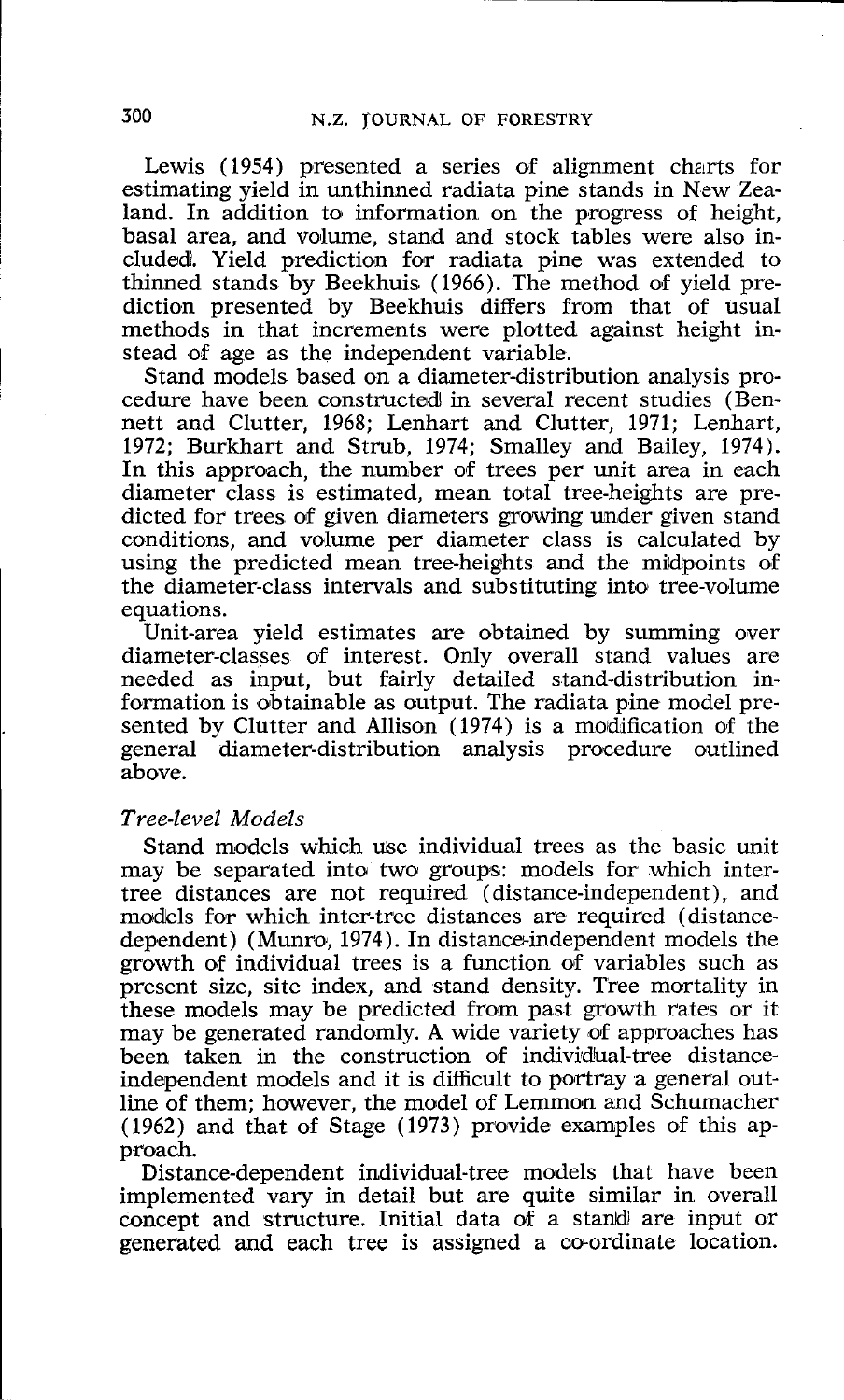Lewis (1954) presented a series of alignment charts for estimating yield in unthinned radiata pine stands in New Zealand. In addition to information on the progress of height, basal area, and volume, stand and stock tables were also included. Yield prediction for radiata pine was extended to thinned stands by Beekhuis (1966). The method of yield prediction presented by Beekhuis differs from that of usual methods in that increments were plotted against height instead of age as the independent variable.

Stand models based on a diameter-distribution analysis procedure have been constructed in several recent studies (Bennett and Clutter, 1968; Lenhart and Clutter, 1971; Lenhart, 1972; Burkhart and Strub, 1974; Smalley and Bailey, 1974). In this approach, the number of trees per unit area in each diameter class is estimated, mean total tree-heights are predicted for trees of given diameters growing under given stand conditions, and volume per diameter class is calculated by using the predicted mean tree-heights and the midpoints of the diameter-class intervals and substituting into tree-volume equations.

Unit-area yield estimates are obtained by summing over diameter-classes of interest. Only overall stand values are needed as input, but fairly detailed stand-distribution information is obtainable as output. The radiata pine model presented by Clutter and Allison (1974) is a modification of the general diameter-distribution analysis procedure outlined above.

### *Tree-level Models*

Stand models which use individual trees as the basic unit may be separated into two groups: models for which inter-tree distances are not required (distance-independent), and models for which inter-tree distances are required (distance-dependent) (Munro, 1974). In distance-independent models the growth of individual trees is a function of variables such as present size, site index, and stand density. Tree mortality in these models may be predicted from past growth rates or it may be generated randomly. A wide variety of approaches has been taken in the construction of individual-tree distance-independent models and it is difficult to portray a general outline of them; however, the model of Lemmon and Schumacher (1962) and that of Stage (1973) provide examples of this approach.

Distance-dependent individual-tree models that have been implemented vary in detail but are quite similar in overall concept and structure. Initial data of a stand are input or generated and each tree is assigned a co-ordinate location.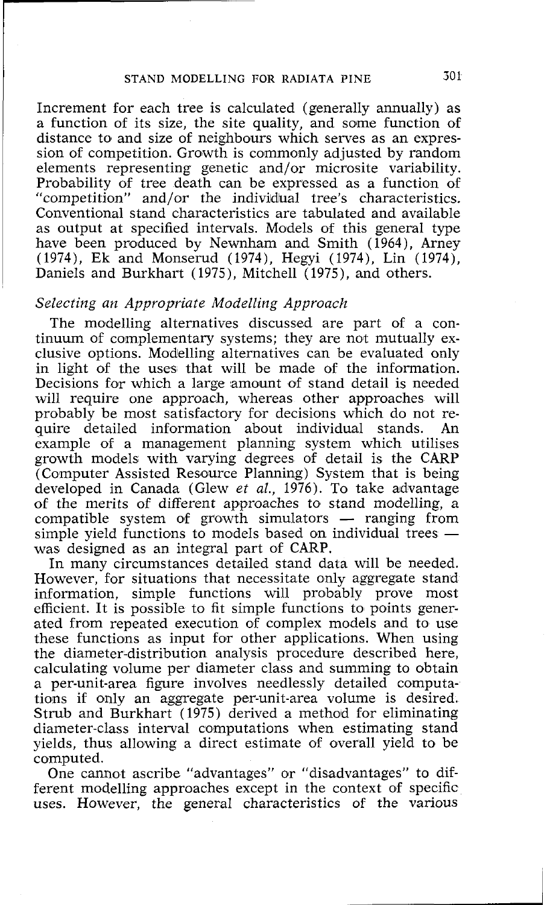Increment for each tree is calculated (generally annually) as a function of its size, the site quality, and some function of distance to and size of neighbours which serves as an expression of competition. Growth is commonly adjusted by random elements representing genetic and/or microsite variability. Probability of tree death can be expressed as a function of "competition" and/or the individual tree's characteristics. Conventional stand characteristics are tabulated and available as output at specified intervals. Models of this general type have been produced by Newnham and Smith (1964), Arney (1974), Ek and Monserud (1974), Hegyi (1974), Lin (1974), Daniels and Burkhart (1975), Mitchell (1975), and others.

### *Selecting an Appropriate Modelling Approach*

The modelling alternatives discussed are part of a continuum of complementary systems; they are not mutually exclusive options. Modelling alternatives can be evaluated only in light of the uses that will be made of the information. Decisions for which a large amount of stand detail is needed will require one approach, whereas other approaches will probably be most satisfactory for decisions which do not require detailed information about individual stands. An example of a management planning system which utilises growth models with varying degrees of detail is the CARP (Computer Assisted Resource Planning) System that is being developed in Canada (Glew *et al.*, 1976). To take advantage of the merits of different approaches to stand modelling, a compatible system of growth simulators — ranging from simple yield functions to models based on individual trees — was designed as an integral part of CARP.

In many circumstances detailed stand data will be needed. However, for situations that necessitate only aggregate stand information, simple functions will probably prove most efficient. It is possible to fit simple functions to points generated from repeated execution of complex models and to use these functions as input for other applications. When using the diameter-distribution analysis procedure described here, calculating volume per diameter class and summing to obtain a per-unit-area figure involves needlessly detailed computations if only an aggregate per-unit-area volume is desired. Strub and Burkhart (1975) derived a method for eliminating diameter-class interval computations when estimating stand yields, thus allowing a direct estimate of overall yield to be computed.

One cannot ascribe "advantages" or "disadvantages" to different modelling approaches except in the context of specific uses. However, the general characteristics of the various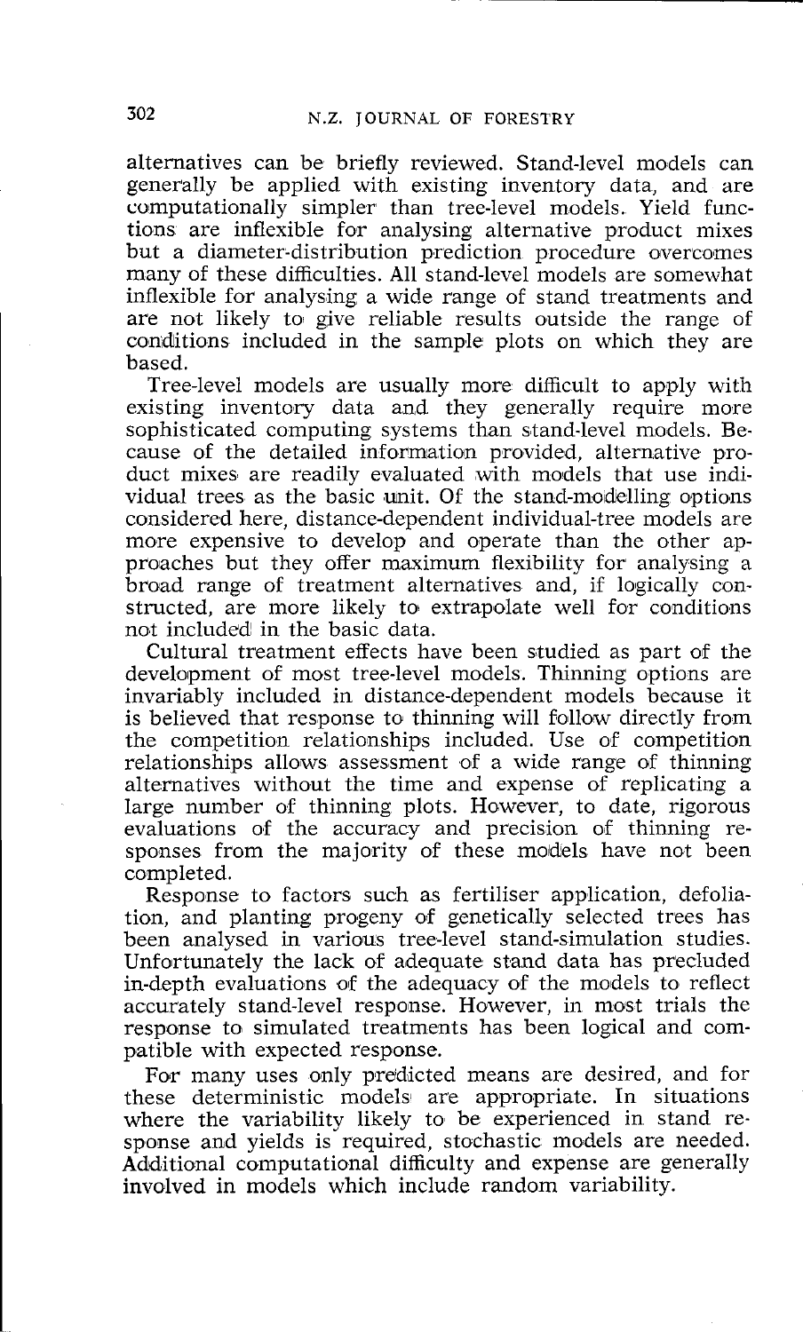alternatives can be briefly reviewed. Stand-level models can generally be applied with existing inventory data, and are computationally simpler than tree-level models. Yield functions are inflexible for analysing alternative product mixes but a diameter-distribution prediction procedure overcomes many of these difficulties. All stand-level models are somewhat inflexible for analysing a wide range of stand treatments and are not likely to give reliable results outside the range of conditions included in the sample plots on which they are based.

Tree-level models are usually more difficult to apply with existing inventory data and they generally require more sophisticated computing systems than stand-level models. Because of the detailed information provided, alternative product mixes are readily evaluated with models that use individual trees as the basic unit. Of the stand-modelling options considered here, distance-dependent individual-tree models are more expensive to develop and operate than the other approaches but they offer maximum flexibility for analysing a broad range of treatment alternatives and, if logically constructed, are more likely to extrapolate well for conditions not included in the basic data.

Cultural treatment effects have been studied as part of the development of most tree-level models. Thinning options are invariably included in distance-dependent models because it is believed that response to thinning will follow directly from the competition relationships included. Use of competition relationships allows assessment of a wide range of thinning alternatives without the time and expense of replicating a large number of thinning plots. However, to date, rigorous evaluations of the accuracy and precision of thinning responses from the majority of these models have not been completed.

Response to factors such as fertiliser application, defoliation, and planting progeny of genetically selected trees has been analysed in various tree-level stand-simulation studies. Unfortunately the lack of adequate stand data has precluded in-depth evaluations of the adequacy of the models to reflect accurately stand-level response. However, in most trials the response to simulated treatments has been logical and compatible with expected response.

For many uses only predicted means are desired, and for these deterministic models are appropriate. In situations where the variability likely to be experienced in stand response and yields is required, stochastic models are needed. Additional computational difficulty and expense are generally involved in models which include random variability.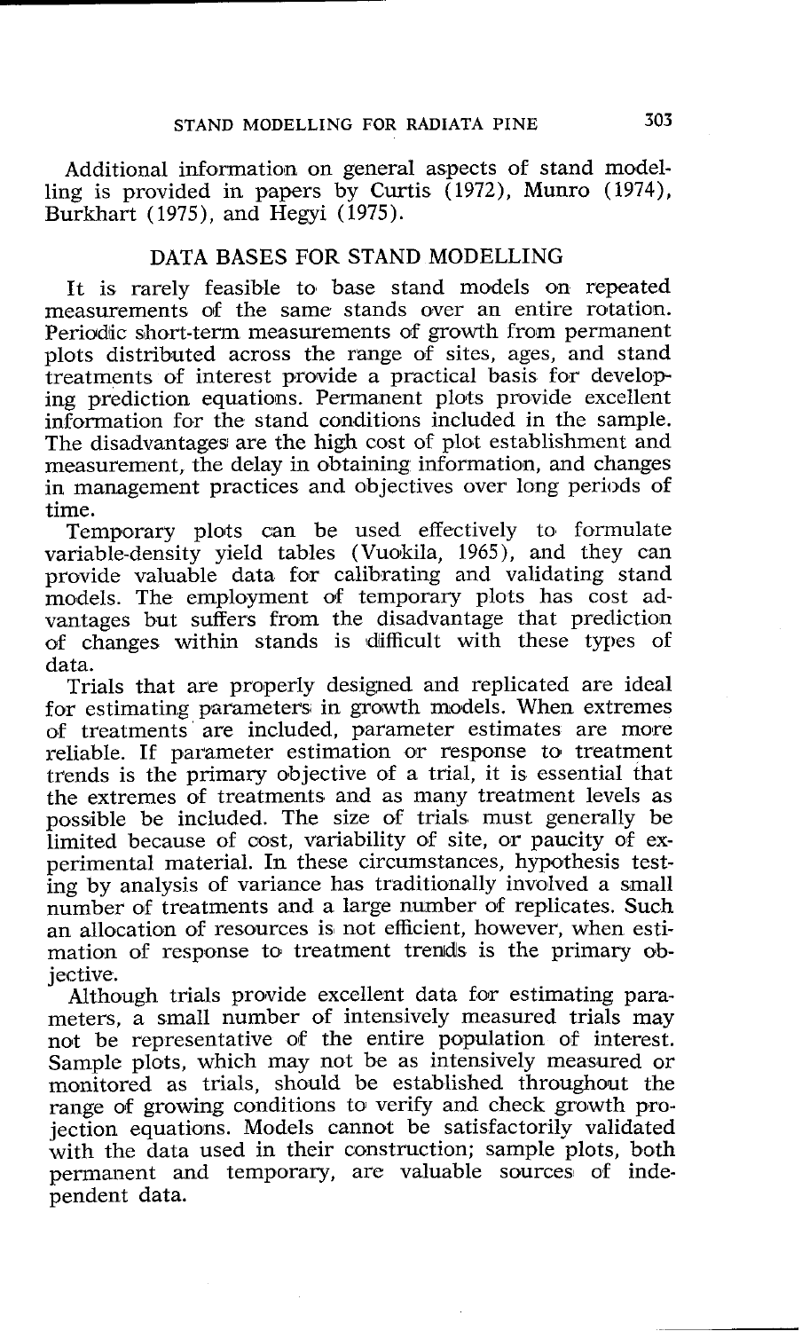Additional information on general aspects of stand modelling is provided in papers by Curtis (1972), Munro (1974), Burkhart (1975), and Hegyi (1975).

## DATA BASES FOR STAND MODELLING

It is rarely feasible to base stand models on repeated measurements of the same stands over an entire rotation. Periodic short-term measurements of growth from permanent plots distributed across the range of sites, ages, and stand treatments of interest provide a practical basis for developing prediction equations. Permanent plots provide excellent information for the stand conditions included in the sample. The disadvantages are the high cost of plot establishment and measurement, the delay in obtaining information, and changes in management practices and objectives over long periods of time.

Temporary plots can be used effectively to formulate variable-density yield tables (Vuokila, 1965), and they can provide valuable data for calibrating and validating stand models. The employment of temporary plots has cost advantages but suffers from the disadvantage that prediction of changes within stands is difficult with these types of data.

Trials that are properly designed and replicated are ideal for estimating parameters in growth models. When extremes of treatments are included, parameter estimates are more reliable. If parameter estimation or response to treatment trends is the primary objective of a trial, it is essential that the extremes of treatments and as many treatment levels as possible be included. The size of trials must generally be limited because of cost, variability of site, or paucity of experimental material. In these circumstances, hypothesis testing by analysis of variance has traditionally involved a small number of treatments and a large number of replicates. Such an allocation of resources is not efficient, however, when estimation of response to treatment trends is the primary objective.

Although trials provide excellent data for estimating parameters, a small number of intensively measured trials may not be representative of the entire population of interest. Sample plots, which may not be as intensively measured or monitored as trials, should be established throughout the range of growing conditions to verify and check growth projection equations. Models cannot be satisfactorily validated with the data used in their construction; sample plots, both permanent and temporary, are valuable sources of independent data.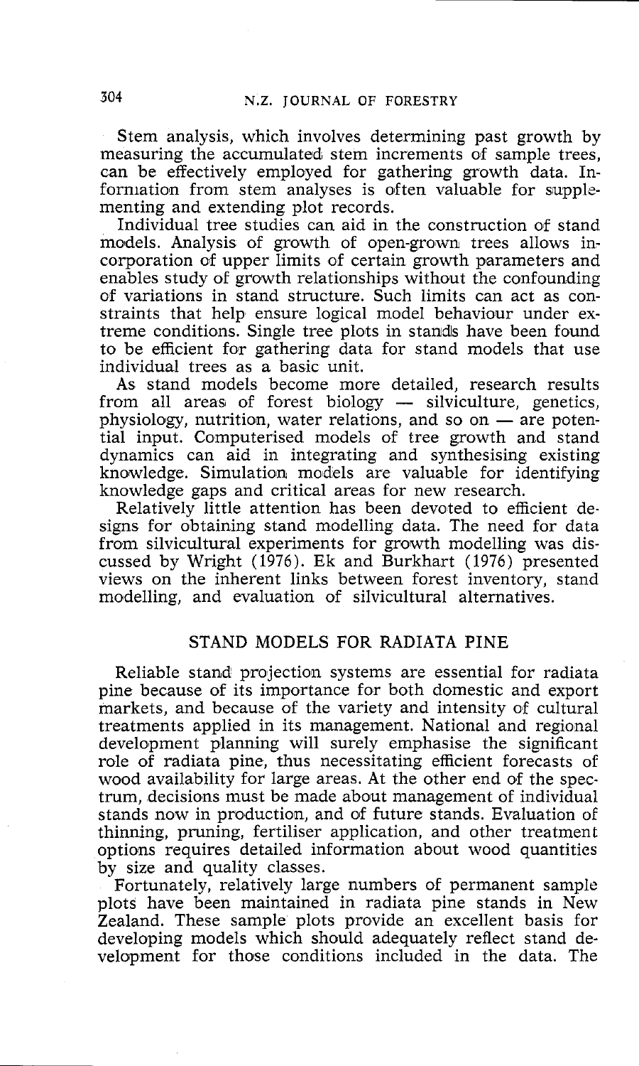Stem analysis, which involves determining past growth by measuring the accumulated stem increments of sample trees, can be effectively employed for gathering growth data. Information from stem analyses is often valuable for supplementing and extending plot records.

Individual tree studies can aid in the construction of stand models. Analysis of growth of open-grown trees allows incorporation of upper limits of certain growth parameters and enables study of growth relationships without the confounding of variations in stand structure. Such limits can act as constraints that help ensure logical model behaviour under extreme conditions. Single tree plots in stands have been found to be efficient for gathering data for stand models that use individual trees as a basic unit.

As stand models become more detailed, research results from all areas of forest biology — silviculture, genetics, physiology, nutrition, water relations, and so on — are potential input. Computerised models of tree growth and stand dynamics can aid in integrating and synthesising existing knowledge. Simulation models are valuable for identifying knowledge gaps and critical areas for new research.

Relatively little attention has been devoted to efficient designs for obtaining stand modelling data. The need for data from silvicultural experiments for growth modelling was discussed by Wright (1976). Ek and Burkhart (1976) presented views on the inherent links between forest inventory, stand modelling, and evaluation of silvicultural alternatives.

## STAND MODELS FOR RADIATA PINE

Reliable stand projection systems are essential for radiata pine because of its importance for both domestic and export markets, and because of the variety and intensity of cultural treatments applied in its management. National and regional development planning will surely emphasise the significant role of radiata pine, thus necessitating efficient forecasts of wood availability for large areas. At the other end of the spectrum, decisions must be made about management of individual stands now in production, and of future stands. Evaluation of thinning, pruning, fertiliser application, and other treatment options requires detailed information about wood quantities by size and quality classes.

Fortunately, relatively large numbers of permanent sample plots have been maintained in radiata pine stands in New Zealand. These sample plots provide an excellent basis for developing models which should adequately reflect stand development for those conditions included in the data. The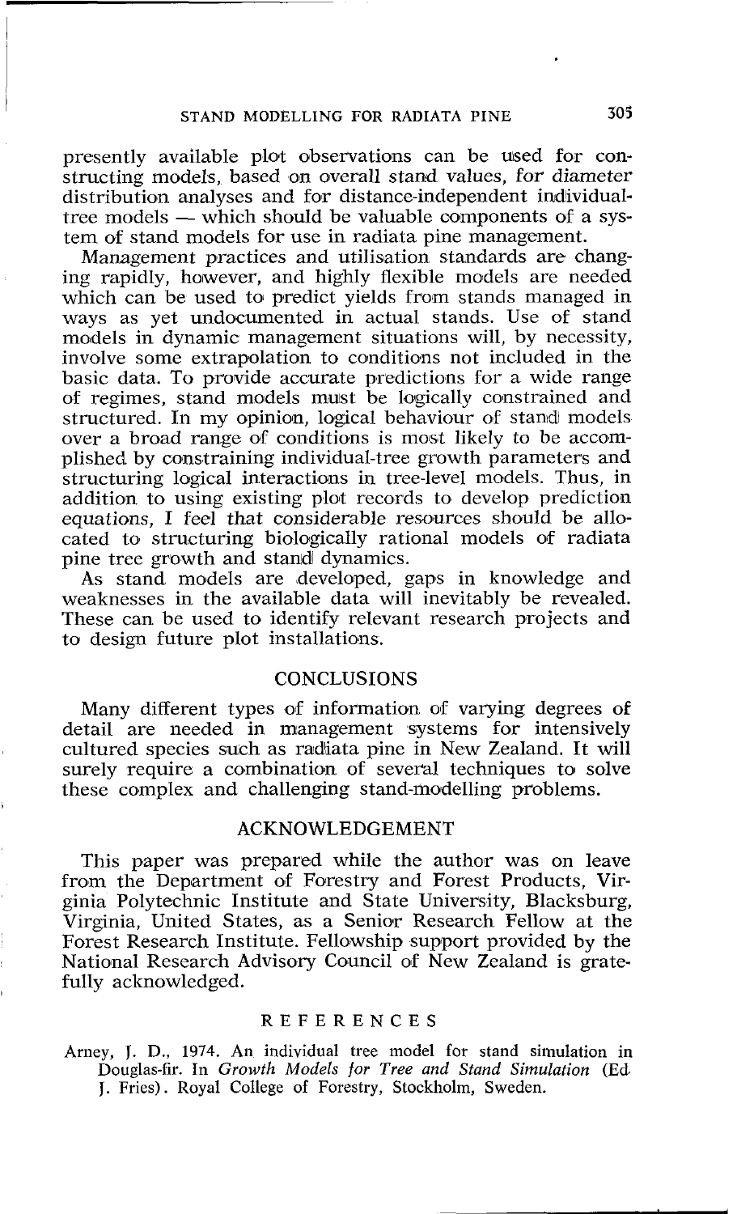presently available plot observations can be used for constructing models, based on overall stand values, for diameter distribution analyses and for distance-independent individual-tree models — which should be valuable components of a system of stand models for use in radiata pine management.

Management practices and utilisation standards are changing rapidly, however, and highly flexible models are needed which can be used to predict yields from stands managed in ways as yet undocumented in actual stands. Use of stand models in dynamic management situations will, by necessity, involve some extrapolation to conditions not included in the basic data. To provide accurate predictions for a wide range of regimes, stand models must be logically constrained and structured. In my opinion, logical behaviour of stand models over a broad range of conditions is most likely to be accomplished by constraining individual-tree growth parameters and structuring logical interactions in tree-level models. Thus, in addition to using existing plot records to develop prediction equations, I feel that considerable resources should be allocated to structuring biologically rational models of radiata pine tree growth and stand dynamics.

As stand models are developed, gaps in knowledge and weaknesses in the available data will inevitably be revealed. These can be used to identify relevant research projects and to design future plot installations.

## CONCLUSIONS

Many different types of information of varying degrees of detail are needed in management systems for intensively cultured species such as radiata pine in New Zealand. It will surely require a combination of several techniques to solve these complex and challenging stand-modelling problems.

## ACKNOWLEDGEMENT

This paper was prepared while the author was on leave from the Department of Forestry and Forest Products, Virginia Polytechnic Institute and State University, Blacksburg, Virginia, United States, as a Senior Research Fellow at the Forest Research Institute. Fellowship support provided by the National Research Advisory Council of New Zealand is gratefully acknowledged.

## REFERENCES

Arney, J. D., 1974. An individual tree model for stand simulation in Douglas-fir. In *Growth Models for Tree and Stand Simulation* (Ed. J. Fries). Royal College of Forestry, Stockholm, Sweden.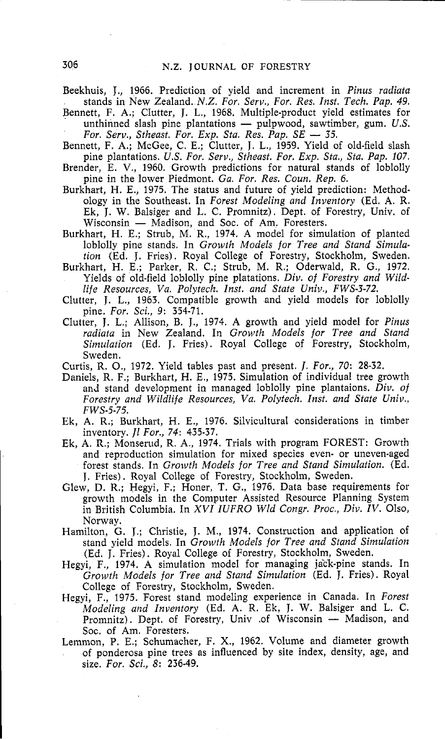Beekhuis, J., 1966. Prediction of yield and increment in *Pinus radiata* stands in New Zealand. *N.Z. For. Serv., For. Res. Inst. Tech. Pap. 49.*

Bennett, F. A.; Clutter, J. L., 1968. Multiple-product yield estimates for unthinned slash pine plantations — pulpwood, sawtimber, gum. *U.S. For. Serv., Stheast. For. Exp. Sta. Res. Pap. SE — 35.*

Bennett, F. A.; McGee, C. E.; Clutter, J. L., 1959. Yield of old-field slash pine plantations. *U.S. For. Serv., Stheast. For. Exp. Sta., Sta. Pap. 107.*

Brender, E. V., 1960. Growth predictions for natural stands of loblolly pine in the lower Piedmont. *Ga. For. Res. Coun. Rep. 6.*

Burkhart, H. E., 1975. The status and future of yield prediction: Methodology in the Southeast. In *Forest Modeling and Inventory* (Ed. A. R. Ek, J. W. Balsiger and L. C. Promnitz). Dept. of Forestry, Univ. of Wisconsin — Madison, and Soc. of Am. Foresters.

Burkhart, H. E.; Strub, M. R., 1974. A model for simulation of planted loblolly pine stands. In *Growth Models for Tree and Stand Simulation* (Ed. J. Fries). Royal College of Forestry, Stockholm, Sweden.

Burkhart, H. E.; Parker, R. C.; Strub, M. R.; Oderwald, R. G., 1972. Yields of old-field loblolly pine platations. *Div. of Forestry and Wildlife Resources, Va. Polytech. Inst. and State Univ., FWS-3-72.*

Clutter, J. L., 1963. Compatible growth and yield models for loblolly pine. *For. Sci., 9*: 354-71.

Clutter, J. L.; Allison, B. J., 1974. A growth and yield model for *Pinus radiata* in New Zealand. In *Growth Models for Tree and Stand Simulation* (Ed. J. Fries). Royal College of Forestry, Stockholm, Sweden.

Curtis, R. O., 1972. Yield tables past and present. *J. For., 70*: 28-32.

Daniels, R. F.; Burkhart, H. E., 1975. Simulation of individual tree growth and stand development in managed loblolly pine plantaions. *Div. of Forestry and Wildlife Resources, Va. Polytech. Inst. and State Univ., FWS-5-75.*

Ek, A. R.; Burkhart, H. E., 1976. Silvicultural considerations in timber inventory. *Jl For., 74*: 435-37.

Ek, A. R.; Monserud, R. A., 1974. Trials with program FOREST: Growth and reproduction simulation for mixed species even- or uneven-aged forest stands. In *Growth Models for Tree and Stand Simulation.* (Ed. J. Fries). Royal College of Forestry, Stockholm, Sweden.

Glew, D. R.; Hegyi, F.; Honer, T. G., 1976. Data base requirements for growth models in the Computer Assisted Resource Planning System in British Columbia. In *XVI IUFRO Wld Congr. Proc., Div. IV.* Olso, Norway.

Hamilton, G. J.; Christie, J. M., 1974. Construction and application of stand yield models. In *Growth Models for Tree and Stand Simulation* (Ed. J. Fries). Royal College of Forestry, Stockholm, Sweden.

Hegyi, F., 1974. A simulation model for managing jack-pine stands. In *Growth Models for Tree and Stand Simulation* (Ed. J. Fries). Royal College of Forestry, Stockholm, Sweden.

Hegyi, F., 1975. Forest stand modeling experience in Canada. In *Forest Modeling and Inventory* (Ed. A. R. Ek, J. W. Balsiger and L. C. Promnitz). Dept. of Forestry, Univ .of Wisconsin — Madison, and Soc. of Am. Foresters.

Lemmon, P. E.; Schumacher, F. X., 1962. Volume and diameter growth of ponderosa pine trees as influenced by site index, density, age, and size. *For. Sci., 8*: 236-49.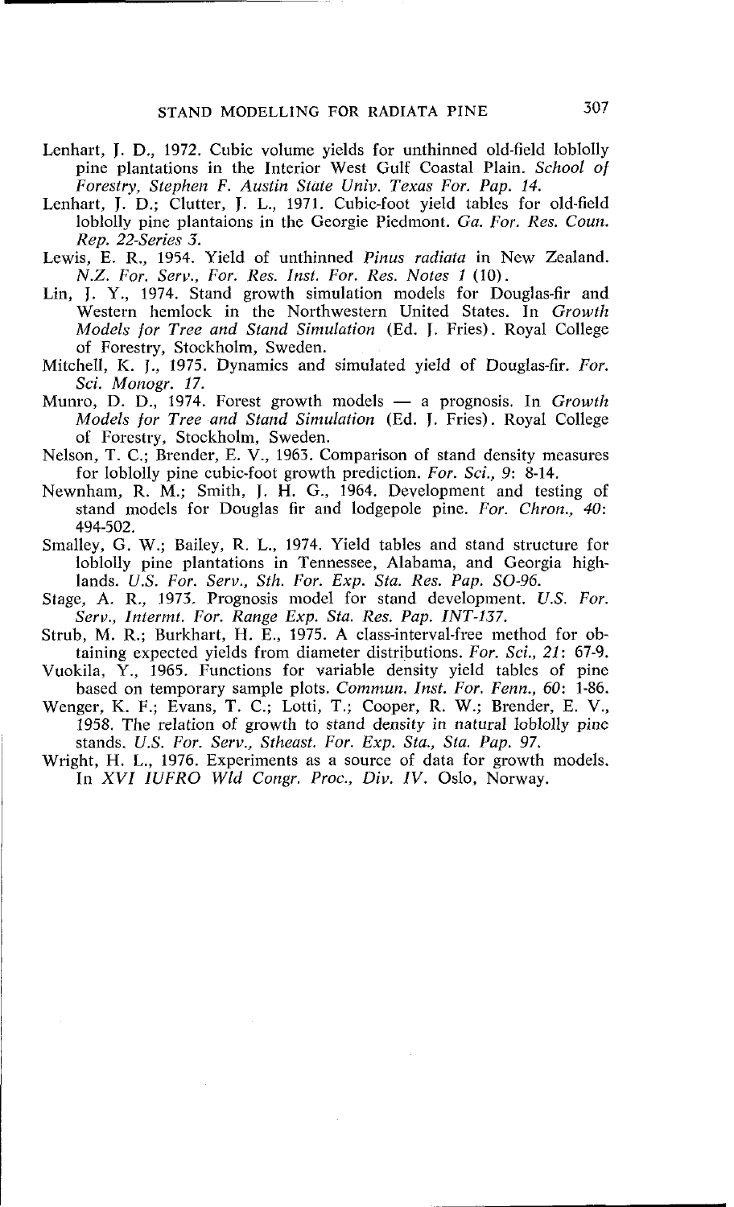Lenhart, J. D., 1972. Cubic volume yields for unthinned old-field loblolly pine plantations in the Interior West Gulf Coastal Plain. *School of Forestry, Stephen F. Austin State Univ. Texas For. Pap. 14.*

Lenhart, J. D.; Clutter, J. L., 1971. Cubic-foot yield tables for old-field loblolly pine plantaions in the Georgie Piedmont. *Ga. For. Res. Coun. Rep. 22-Series 3.*

Lewis, E. R., 1954. Yield of unthinned *Pinus radiata* in New Zealand. *N.Z. For. Serv., For. Res. Inst. For. Res. Notes 1* (10).

Lin, J. Y., 1974. Stand growth simulation models for Douglas-fir and Western hemlock in the Northwestern United States. In *Growth Models for Tree and Stand Simulation* (Ed. J. Fries). Royal College of Forestry, Stockholm, Sweden.

Mitchell, K. J., 1975. Dynamics and simulated yield of Douglas-fir. *For. Sci. Monogr. 17.*

Munro, D. D., 1974. Forest growth models — a prognosis. In *Growth Models for Tree and Stand Simulation* (Ed. J. Fries). Royal College of Forestry, Stockholm, Sweden.

Nelson, T. C.; Brender, E. V., 1963. Comparison of stand density measures for loblolly pine cubic-foot growth prediction. *For. Sci., 9*: 8-14.

Newnham, R. M.; Smith, J. H. G., 1964. Development and testing of stand models for Douglas fir and lodgepole pine. *For. Chron., 40*: 494-502.

Smalley, G. W.; Bailey, R. L., 1974. Yield tables and stand structure for loblolly pine plantations in Tennessee, Alabama, and Georgia highlands. *U.S. For. Serv., Sth. For. Exp. Sta. Res. Pap. SO-96.*

Stage, A. R., 1973. Prognosis model for stand development. *U.S. For. Serv., Intermt. For. Range Exp. Sta. Res. Pap. INT-137.*

Strub, M. R.; Burkhart, H. E., 1975. A class-interval-free method for obtaining expected yields from diameter distributions. *For. Sci., 21*: 67-9.

Vuokila, Y., 1965. Functions for variable density yield tables of pine based on temporary sample plots. *Commun. Inst. For. Fenn., 60*: 1-86.

Wenger, K. F.; Evans, T. C.; Lotti, T.; Cooper, R. W.; Brender, E. V., 1958. The relation of growth to stand density in natural loblolly pine stands. *U.S. For. Serv., Stheast. For. Exp. Sta., Sta. Pap. 97.*

Wright, H. L., 1976. Experiments as a source of data for growth models. In *XVI IUFRO Wld Congr. Proc., Div. IV.* Oslo, Norway.